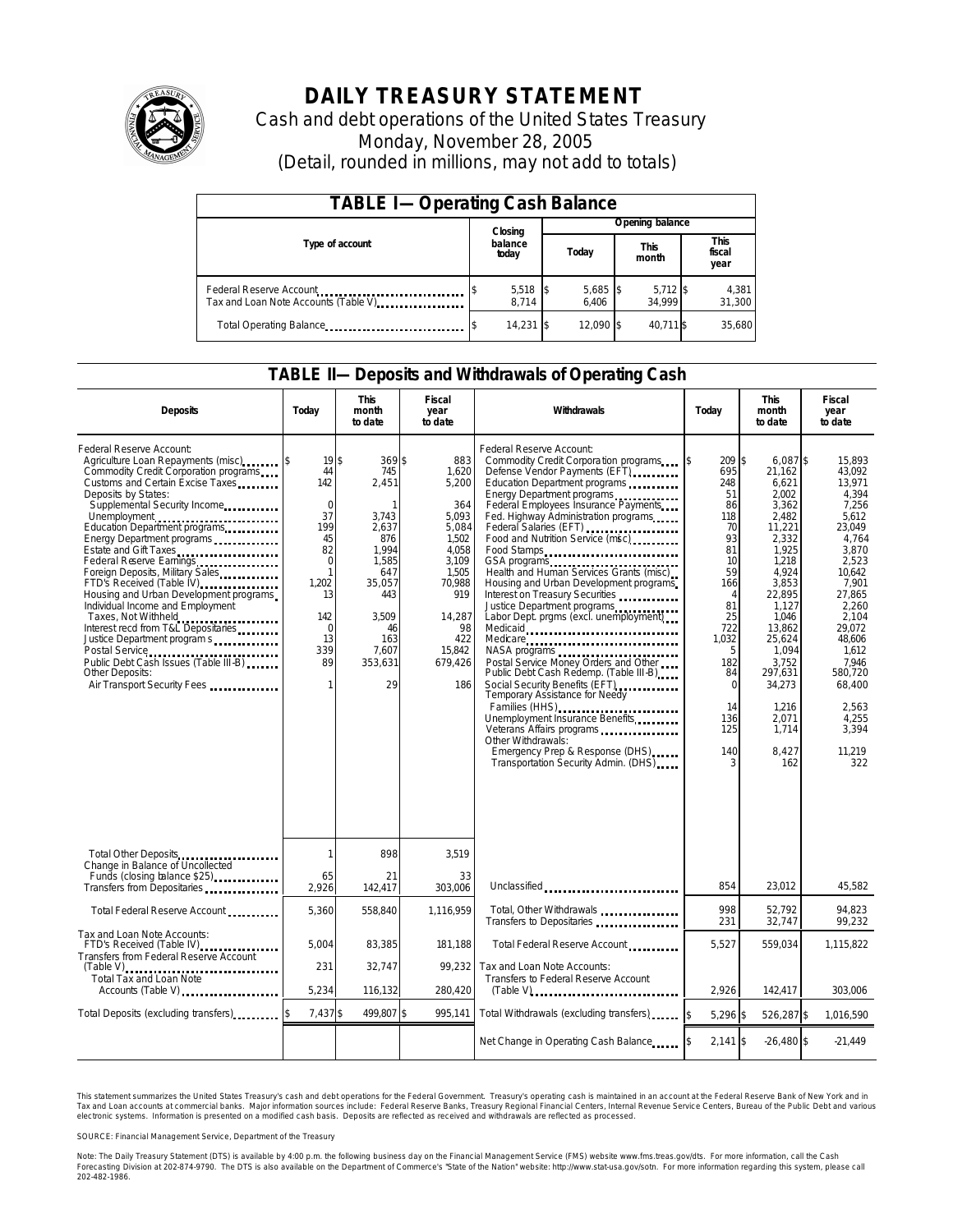# DAILY TREASURY STATEMENT

Cash and debt operations of the United States Treasury

Monday, November 28, 2005

(Detail, rounded in millions, may not add to totals)

## TABLE I—Operating Cash Balance

| Type of account | Closing balance today | Opening balance Today | Opening balance This month | Opening balance This fiscal year |
|---|---|---|---|---|
| Federal Reserve Account | $ 5,518 | $ 5,685 | $ 5,712 | $ 4,381 |
| Tax and Loan Note Accounts (Table V) | 8,714 | 6,406 | 34,999 | 31,300 |
| Total Operating Balance | $ 14,231 | $ 12,090 | $ 40,711 | $ 35,680 |

## TABLE II—Deposits and Withdrawals of Operating Cash

| Deposits | Today | This month to date | Fiscal year to date |
|---|---|---|---|
| Federal Reserve Account: | | | |
| Agriculture Loan Repayments (misc) | $ 19 | $ 369 | $ 883 |
| Commodity Credit Corporation programs | 44 | 745 | 1,620 |
| Customs and Certain Excise Taxes | 142 | 2,451 | 5,200 |
| Deposits by States: | | | |
| Supplemental Security Income | 0 | 1 | 364 |
| Unemployment | 37 | 3,743 | 5,093 |
| Education Department programs | 199 | 2,637 | 5,084 |
| Energy Department programs | 45 | 876 | 1,502 |
| Estate and Gift Taxes | 82 | 1,994 | 4,058 |
| Federal Reserve Earnings | 0 | 1,585 | 3,109 |
| Foreign Deposits, Military Sales | 1 | 647 | 1,505 |
| FTD's Received (Table IV) | 1,202 | 35,057 | 70,988 |
| Housing and Urban Development programs | 13 | 443 | 919 |
| Individual Income and Employment Taxes, Not Withheld | 142 | 3,509 | 14,287 |
| Interest recd from T&L Depositaries | 0 | 46 | 98 |
| Justice Department programs | 13 | 163 | 422 |
| Postal Service | 339 | 7,607 | 15,842 |
| Public Debt Cash Issues (Table III-B) | 89 | 353,631 | 679,426 |
| Other Deposits: | | | |
| Air Transport Security Fees | 1 | 29 | 186 |
| Total Other Deposits | 1 | 898 | 3,519 |
| Change in Balance of Uncollected Funds (closing balance $25) | 65 | 21 | 33 |
| Transfers from Depositaries | 2,926 | 142,417 | 303,006 |
| Total Federal Reserve Account | 5,360 | 558,840 | 1,116,959 |
| Tax and Loan Note Accounts: | | | |
| FTD's Received (Table IV) | 5,004 | 83,385 | 181,188 |
| Transfers from Federal Reserve Account (Table V) | 231 | 32,747 | 99,232 |
| Total Tax and Loan Note Accounts (Table V) | 5,234 | 116,132 | 280,420 |
| Total Deposits (excluding transfers) | $ 7,437 | $ 499,807 | $ 995,141 |

| Withdrawals | Today | This month to date | Fiscal year to date |
|---|---|---|---|
| Federal Reserve Account: | | | |
| Commodity Credit Corporation programs | $ 209 | $ 6,087 | $ 15,893 |
| Defense Vendor Payments (EFT) | 695 | 21,162 | 43,092 |
| Education Department programs | 248 | 6,621 | 13,971 |
| Energy Department programs | 51 | 2,002 | 4,394 |
| Federal Employees Insurance Payments | 86 | 3,362 | 7,256 |
| Fed. Highway Administration programs | 118 | 2,482 | 5,612 |
| Federal Salaries (EFT) | 70 | 11,221 | 23,049 |
| Food and Nutrition Service (misc) | 93 | 2,332 | 4,764 |
| Food Stamps | 81 | 1,925 | 3,870 |
| GSA programs | 10 | 1,218 | 2,523 |
| Health and Human Services Grants (misc) | 59 | 4,924 | 10,642 |
| Housing and Urban Development programs | 166 | 3,853 | 7,901 |
| Interest on Treasury Securities | 4 | 22,895 | 27,865 |
| Justice Department programs | 81 | 1,127 | 2,260 |
| Labor Dept. prgms (excl. unemployment) | 25 | 1,046 | 2,104 |
| Medicaid | 722 | 13,862 | 29,072 |
| Medicare | 1,032 | 25,624 | 48,606 |
| NASA programs | 5 | 1,094 | 1,612 |
| Postal Service Money Orders and Other | 182 | 3,752 | 7,946 |
| Public Debt Cash Redemp. (Table III-B) | 84 | 297,631 | 580,720 |
| Social Security Benefits (EFT) | 0 | 34,273 | 68,400 |
| Temporary Assistance for Needy Families (HHS) | 14 | 1,216 | 2,563 |
| Unemployment Insurance Benefits | 136 | 2,071 | 4,255 |
| Veterans Affairs programs | 125 | 1,714 | 3,394 |
| Other Withdrawals: | | | |
| Emergency Prep & Response (DHS) | 140 | 8,427 | 11,219 |
| Transportation Security Admin. (DHS) | 3 | 162 | 322 |
| Unclassified | 854 | 23,012 | 45,582 |
| Total, Other Withdrawals | 998 | 52,792 | 94,823 |
| Transfers to Depositaries | 231 | 32,747 | 99,232 |
| Total Federal Reserve Account | 5,527 | 559,034 | 1,115,822 |
| Tax and Loan Note Accounts: | | | |
| Transfers to Federal Reserve Account (Table V) | 2,926 | 142,417 | 303,006 |
| Total Withdrawals (excluding transfers) | $ 5,296 | $ 526,287 | $ 1,016,590 |
| Net Change in Operating Cash Balance | $ 2,141 | $ -26,480 | $ -21,449 |

This statement summarizes the United States Treasury's cash and debt operations for the Federal Government. Treasury's operating cash is maintained in an account at the Federal Reserve Bank of New York and in Tax and Loan accounts at commercial banks. Major information sources include: Federal Reserve Banks, Treasury Regional Financial Centers, Internal Revenue Service Centers, Bureau of the Public Debt and various electronic systems. Information is presented on a modified cash basis. Deposits are reflected as received and withdrawals are reflected as processed.

SOURCE: Financial Management Service, Department of the Treasury

Note: The Daily Treasury Statement (DTS) is available by 4:00 p.m. the following business day on the Financial Management Service (FMS) website www.fms.treas.gov/dts. For more information, call the Cash Forecasting Division at 202-874-9790. The DTS is also available on the Department of Commerce's "State of the Nation" website: http://www.stat-usa.gov/sotn. For more information regarding this system, please call 202-482-1986.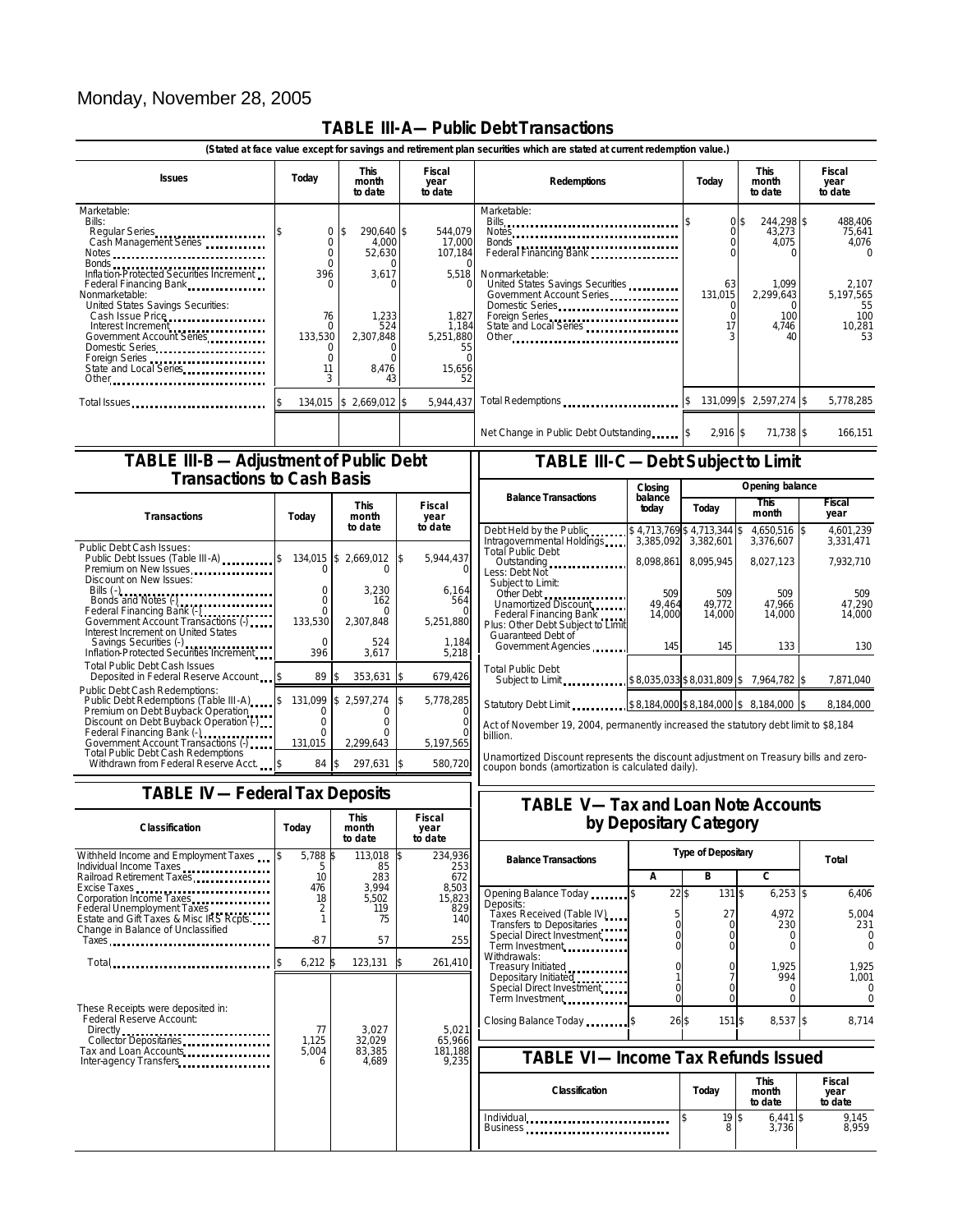Monday, November 28, 2005

## TABLE III-A — Public Debt Transactions

(Stated at face value except for savings and retirement plan securities which are stated at current redemption value.)

| Issues | Today | This month to date | Fiscal year to date |
|---|---|---|---|
| Marketable: | | | |
| Bills: | | | |
| Regular Series | $ 0 | $ 290,640 | $ 544,079 |
| Cash Management Series | 0 | 4,000 | 17,000 |
| Notes | 0 | 52,630 | 107,184 |
| Bonds | 0 | 0 | 0 |
| Inflation-Protected Securities Increment | 396 | 3,617 | 5,518 |
| Federal Financing Bank | 0 | 0 | 0 |
| Nonmarketable: | | | |
| United States Savings Securities: | | | |
| Cash Issue Price | 76 | 1,233 | 1,827 |
| Interest Increment | 0 | 524 | 1,184 |
| Government Account Series | 133,530 | 2,307,848 | 5,251,880 |
| Domestic Series | 0 | 0 | 55 |
| Foreign Series | 0 | 0 | 0 |
| State and Local Series | 11 | 8,476 | 15,656 |
| Other | 3 | 43 | 52 |
| Total Issues | $ 134,015 | $ 2,669,012 | $ 5,944,437 |

| Redemptions | Today | This month to date | Fiscal year to date |
|---|---|---|---|
| Marketable: | | | |
| Bills | $ 0 | $ 244,298 | $ 488,406 |
| Notes | 0 | 43,273 | 75,641 |
| Bonds | 0 | 4,075 | 4,076 |
| Federal Financing Bank | 0 | 0 | 0 |
| Nonmarketable: | | | |
| United States Savings Securities | 63 | 1,099 | 2,107 |
| Government Account Series | 131,015 | 2,299,643 | 5,197,565 |
| Domestic Series | 0 | 0 | 55 |
| Foreign Series | 0 | 100 | 100 |
| State and Local Series | 17 | 4,746 | 10,281 |
| Other | 3 | 40 | 53 |
| Total Redemptions | $ 131,099 | $ 2,597,274 | $ 5,778,285 |
| Net Change in Public Debt Outstanding | $ 2,916 | $ 71,738 | $ 166,151 |

## TABLE III-B — Adjustment of Public Debt Transactions to Cash Basis

| Transactions | Today | This month to date | Fiscal year to date |
|---|---|---|---|
| Public Debt Cash Issues: | | | |
| Public Debt Issues (Table III-A) | $ 134,015 | $ 2,669,012 | $ 5,944,437 |
| Premium on New Issues | 0 | 0 | 0 |
| Discount on New Issues: | | | |
| Bills (-) | 0 | 3,230 | 6,164 |
| Bonds and Notes (-) | 0 | 162 | 564 |
| Federal Financing Bank (-) | 0 | 0 | 0 |
| Government Account Transactions (-) | 133,530 | 2,307,848 | 5,251,880 |
| Interest Increment on United States Savings Securities (-) | 0 | 524 | 1,184 |
| Inflation-Protected Securities Increment | 396 | 3,617 | 5,218 |
| Total Public Debt Cash Issues Deposited in Federal Reserve Account | $ 89 | $ 353,631 | $ 679,426 |
| Public Debt Cash Redemptions: | | | |
| Public Debt Redemptions (Table III-A) | $ 131,099 | $ 2,597,274 | $ 5,778,285 |
| Premium on Debt Buyback Operation | 0 | 0 | 0 |
| Discount on Debt Buyback Operation (-) | 0 | 0 | 0 |
| Federal Financing Bank (-) | 0 | 0 | 0 |
| Government Account Transactions (-) | 131,015 | 2,299,643 | 5,197,565 |
| Total Public Debt Cash Redemptions Withdrawn from Federal Reserve Acct. | $ 84 | $ 297,631 | $ 580,720 |

## TABLE III-C — Debt Subject to Limit

| Balance Transactions | Closing balance today | Opening balance Today | Opening balance This month | Opening balance Fiscal year |
|---|---|---|---|---|
| Debt Held by the Public | $ 4,713,769 | $ 4,713,344 | $ 4,650,516 | $ 4,601,239 |
| Intragovernmental Holdings | 3,385,092 | 3,382,601 | 3,376,607 | 3,331,471 |
| Total Public Debt Outstanding | 8,098,861 | 8,095,945 | 8,027,123 | 7,932,710 |
| Less: Debt Not Subject to Limit: | | | | |
| Other Debt | 509 | 509 | 509 | 509 |
| Unamortized Discount | 49,464 | 49,772 | 47,966 | 47,290 |
| Federal Financing Bank | 14,000 | 14,000 | 14,000 | 14,000 |
| Plus: Other Debt Subject to Limit | | | | |
| Guaranteed Debt of Government Agencies | 145 | 145 | 133 | 130 |
| Total Public Debt Subject to Limit | $ 8,035,033 | $ 8,031,809 | $ 7,964,782 | $ 7,871,040 |
| Statutory Debt Limit | $ 8,184,000 | $ 8,184,000 | $ 8,184,000 | $ 8,184,000 |

Act of November 19, 2004, permanently increased the statutory debt limit to $8,184 billion.

Unamortized Discount represents the discount adjustment on Treasury bills and zero-coupon bonds (amortization is calculated daily).

## TABLE IV — Federal Tax Deposits

| Classification | Today | This month to date | Fiscal year to date |
|---|---|---|---|
| Withheld Income and Employment Taxes | $ 5,788 | $ 113,018 | $ 234,936 |
| Individual Income Taxes | 5 | 85 | 253 |
| Railroad Retirement Taxes | 10 | 283 | 672 |
| Excise Taxes | 476 | 3,994 | 8,503 |
| Corporation Income Taxes | 18 | 5,502 | 15,823 |
| Federal Unemployment Taxes | 2 | 119 | 829 |
| Estate and Gift Taxes & Misc IRS Rcpts. | 1 | 75 | 140 |
| Change in Balance of Unclassified Taxes | -87 | 57 | 255 |
| Total | $ 6,212 | $ 123,131 | $ 261,410 |
| These Receipts were deposited in: | | | |
| Federal Reserve Account: | | | |
| Directly | 77 | 3,027 | 5,021 |
| Collector Depositaries | 1,125 | 32,029 | 65,966 |
| Tax and Loan Accounts | 5,004 | 83,385 | 181,188 |
| Inter-agency Transfers | 6 | 4,689 | 9,235 |

## TABLE V — Tax and Loan Note Accounts by Depositary Category

| Balance Transactions | Type of Depositary A | B | C | Total |
|---|---|---|---|---|
| Opening Balance Today | $ 22 | $ 131 | $ 6,253 | $ 6,406 |
| Deposits: | | | | |
| Taxes Received (Table IV) | 5 | 27 | 4,972 | 5,004 |
| Transfers to Depositaries | 0 | 0 | 230 | 231 |
| Special Direct Investment | 0 | 0 | 0 | 0 |
| Term Investment | 0 | 0 | 0 | 0 |
| Withdrawals: | | | | |
| Treasury Initiated | 0 | 0 | 1,925 | 1,925 |
| Depositary Initiated | 1 | 7 | 994 | 1,001 |
| Special Direct Investment | 0 | 0 | 0 | 0 |
| Term Investment | 0 | 0 | 0 | 0 |
| Closing Balance Today | $ 26 | $ 151 | $ 8,537 | $ 8,714 |

## TABLE VI — Income Tax Refunds Issued

| Classification | Today | This month to date | Fiscal year to date |
|---|---|---|---|
| Individual | $ 19 | $ 6,441 | $ 9,145 |
| Business | 8 | 3,736 | 8,959 |